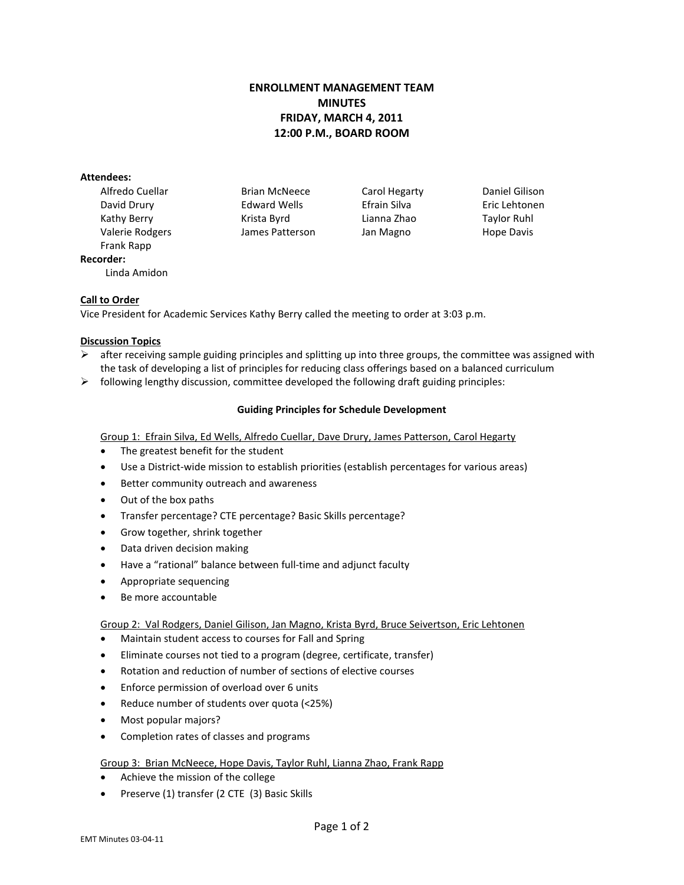# ENROLLMENT MANAGEMENT TEAM
# MINUTES
# FRIDAY, MARCH 4, 2011
# 12:00 P.M., BOARD ROOM

**Attendees:**

| | | | |
|---|---|---|---|
| Alfredo Cuellar | Brian McNeece | Carol Hegarty | Daniel Gilison |
| David Drury | Edward Wells | Efrain Silva | Eric Lehtonen |
| Kathy Berry | Krista Byrd | Lianna Zhao | Taylor Ruhl |
| Valerie Rodgers | James Patterson | Jan Magno | Hope Davis |
| Frank Rapp | | | |

**Recorder:**

Linda Amidon

**Call to Order**

Vice President for Academic Services Kathy Berry called the meeting to order at 3:03 p.m.

**Discussion Topics**

- after receiving sample guiding principles and splitting up into three groups, the committee was assigned with the task of developing a list of principles for reducing class offerings based on a balanced curriculum
- following lengthy discussion, committee developed the following draft guiding principles:

**Guiding Principles for Schedule Development**

Group 1: Efrain Silva, Ed Wells, Alfredo Cuellar, Dave Drury, James Patterson, Carol Hegarty

- The greatest benefit for the student
- Use a District-wide mission to establish priorities (establish percentages for various areas)
- Better community outreach and awareness
- Out of the box paths
- Transfer percentage? CTE percentage? Basic Skills percentage?
- Grow together, shrink together
- Data driven decision making
- Have a "rational" balance between full-time and adjunct faculty
- Appropriate sequencing
- Be more accountable

Group 2: Val Rodgers, Daniel Gilison, Jan Magno, Krista Byrd, Bruce Seivertson, Eric Lehtonen

- Maintain student access to courses for Fall and Spring
- Eliminate courses not tied to a program (degree, certificate, transfer)
- Rotation and reduction of number of sections of elective courses
- Enforce permission of overload over 6 units
- Reduce number of students over quota (<25%)
- Most popular majors?
- Completion rates of classes and programs

Group 3: Brian McNeece, Hope Davis, Taylor Ruhl, Lianna Zhao, Frank Rapp

- Achieve the mission of the college
- Preserve (1) transfer (2 CTE (3) Basic Skills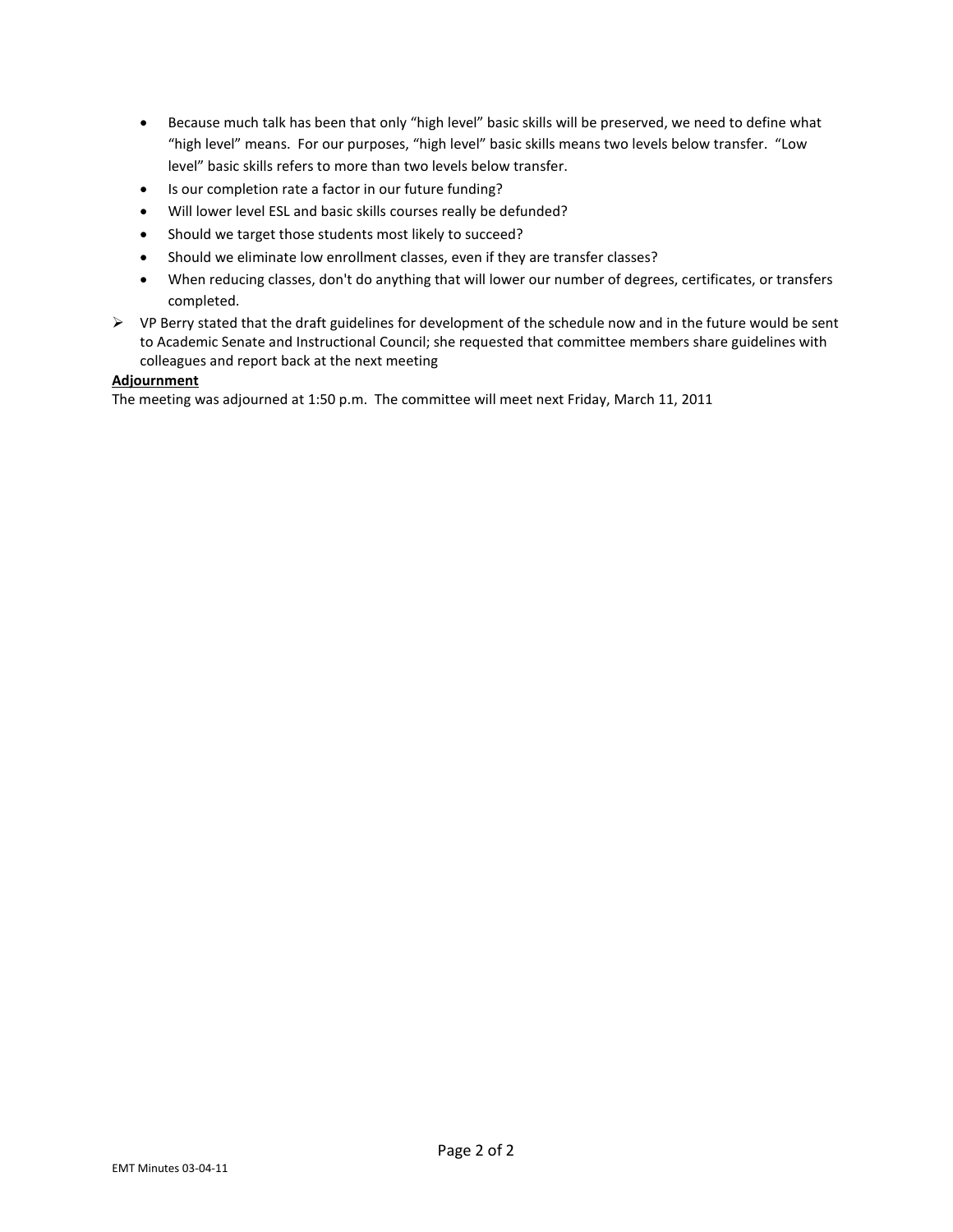- Because much talk has been that only "high level" basic skills will be preserved, we need to define what "high level" means. For our purposes, "high level" basic skills means two levels below transfer. "Low level" basic skills refers to more than two levels below transfer.
- Is our completion rate a factor in our future funding?
- Will lower level ESL and basic skills courses really be defunded?
- Should we target those students most likely to succeed?
- Should we eliminate low enrollment classes, even if they are transfer classes?
- When reducing classes, don't do anything that will lower our number of degrees, certificates, or transfers completed.

➢ VP Berry stated that the draft guidelines for development of the schedule now and in the future would be sent to Academic Senate and Instructional Council; she requested that committee members share guidelines with colleagues and report back at the next meeting

**Adjournment**

The meeting was adjourned at 1:50 p.m. The committee will meet next Friday, March 11, 2011